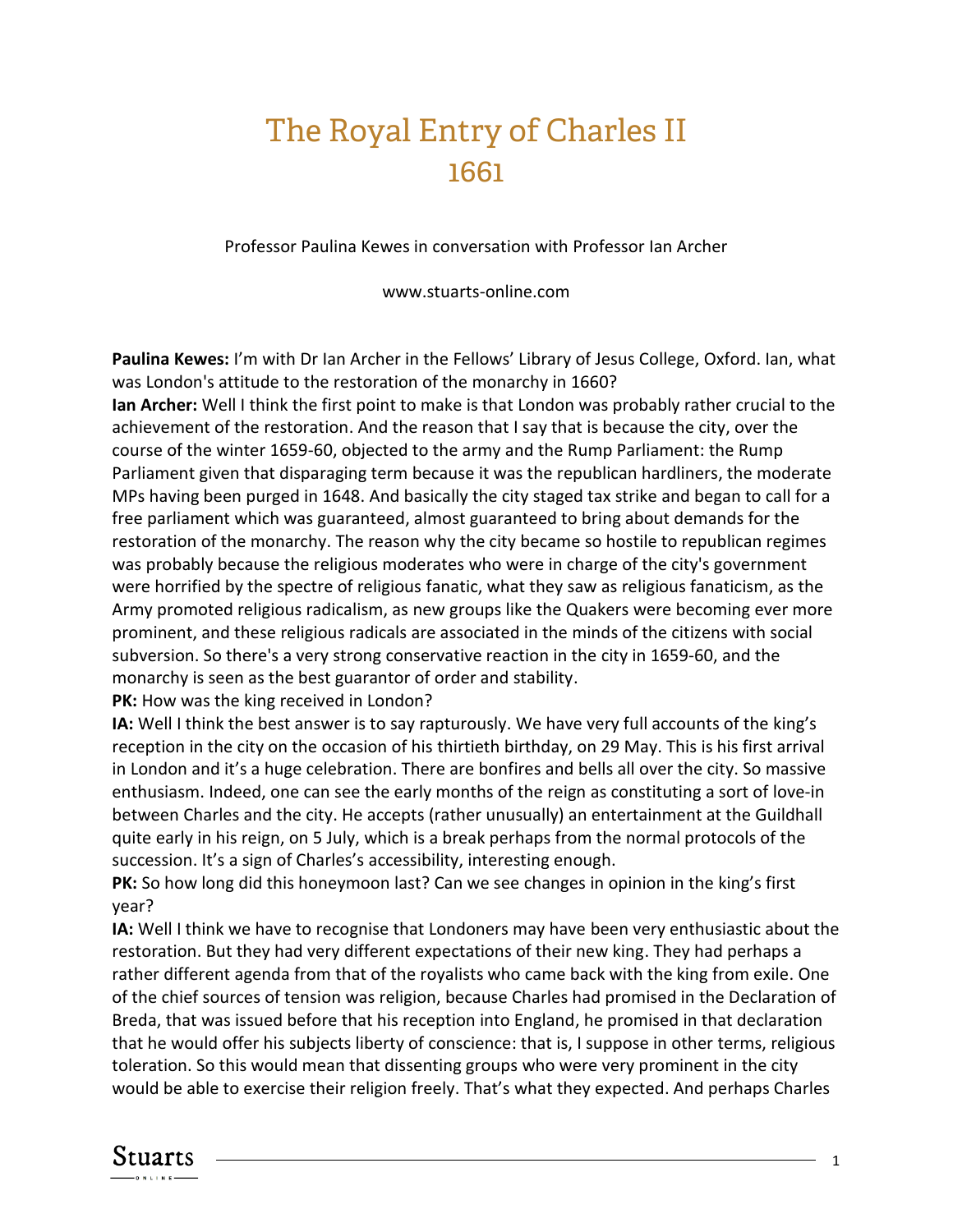# The Royal Entry of Charles II
# 1661

Professor Paulina Kewes in conversation with Professor Ian Archer

www.stuarts-online.com

**Paulina Kewes:** I'm with Dr Ian Archer in the Fellows' Library of Jesus College, Oxford. Ian, what was London's attitude to the restoration of the monarchy in 1660?

**Ian Archer:** Well I think the first point to make is that London was probably rather crucial to the achievement of the restoration. And the reason that I say that is because the city, over the course of the winter 1659-60, objected to the army and the Rump Parliament: the Rump Parliament given that disparaging term because it was the republican hardliners, the moderate MPs having been purged in 1648. And basically the city staged tax strike and began to call for a free parliament which was guaranteed, almost guaranteed to bring about demands for the restoration of the monarchy. The reason why the city became so hostile to republican regimes was probably because the religious moderates who were in charge of the city's government were horrified by the spectre of religious fanatic, what they saw as religious fanaticism, as the Army promoted religious radicalism, as new groups like the Quakers were becoming ever more prominent, and these religious radicals are associated in the minds of the citizens with social subversion. So there's a very strong conservative reaction in the city in 1659-60, and the monarchy is seen as the best guarantor of order and stability.

**PK:** How was the king received in London?

**IA:** Well I think the best answer is to say rapturously. We have very full accounts of the king's reception in the city on the occasion of his thirtieth birthday, on 29 May. This is his first arrival in London and it's a huge celebration. There are bonfires and bells all over the city. So massive enthusiasm. Indeed, one can see the early months of the reign as constituting a sort of love-in between Charles and the city. He accepts (rather unusually) an entertainment at the Guildhall quite early in his reign, on 5 July, which is a break perhaps from the normal protocols of the succession. It's a sign of Charles's accessibility, interesting enough.

**PK:** So how long did this honeymoon last? Can we see changes in opinion in the king's first year?

**IA:** Well I think we have to recognise that Londoners may have been very enthusiastic about the restoration. But they had very different expectations of their new king. They had perhaps a rather different agenda from that of the royalists who came back with the king from exile. One of the chief sources of tension was religion, because Charles had promised in the Declaration of Breda, that was issued before that his reception into England, he promised in that declaration that he would offer his subjects liberty of conscience: that is, I suppose in other terms, religious toleration. So this would mean that dissenting groups who were very prominent in the city would be able to exercise their religion freely. That's what they expected. And perhaps Charles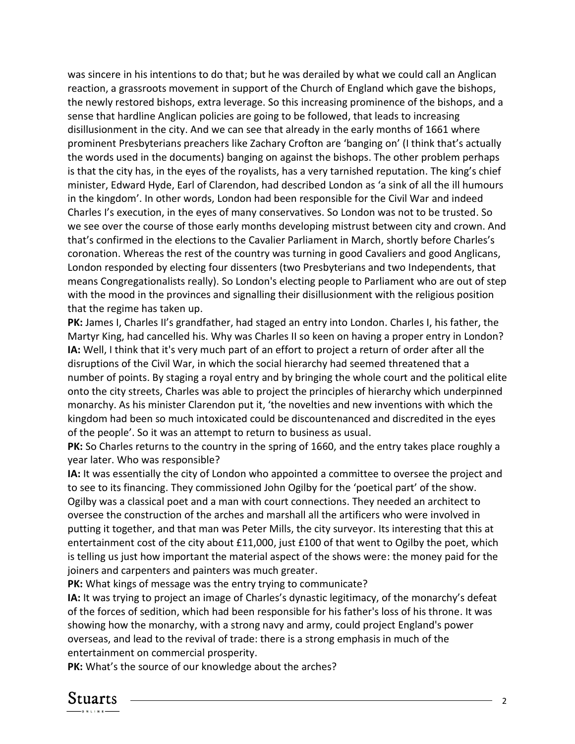was sincere in his intentions to do that; but he was derailed by what we could call an Anglican reaction, a grassroots movement in support of the Church of England which gave the bishops, the newly restored bishops, extra leverage. So this increasing prominence of the bishops, and a sense that hardline Anglican policies are going to be followed, that leads to increasing disillusionment in the city. And we can see that already in the early months of 1661 where prominent Presbyterians preachers like Zachary Crofton are 'banging on' (I think that's actually the words used in the documents) banging on against the bishops. The other problem perhaps is that the city has, in the eyes of the royalists, has a very tarnished reputation. The king's chief minister, Edward Hyde, Earl of Clarendon, had described London as 'a sink of all the ill humours in the kingdom'. In other words, London had been responsible for the Civil War and indeed Charles I's execution, in the eyes of many conservatives. So London was not to be trusted. So we see over the course of those early months developing mistrust between city and crown. And that's confirmed in the elections to the Cavalier Parliament in March, shortly before Charles's coronation. Whereas the rest of the country was turning in good Cavaliers and good Anglicans, London responded by electing four dissenters (two Presbyterians and two Independents, that means Congregationalists really). So London's electing people to Parliament who are out of step with the mood in the provinces and signalling their disillusionment with the religious position that the regime has taken up.

**PK:** James I, Charles II's grandfather, had staged an entry into London. Charles I, his father, the Martyr King, had cancelled his. Why was Charles II so keen on having a proper entry in London?

**IA:** Well, I think that it's very much part of an effort to project a return of order after all the disruptions of the Civil War, in which the social hierarchy had seemed threatened that a number of points. By staging a royal entry and by bringing the whole court and the political elite onto the city streets, Charles was able to project the principles of hierarchy which underpinned monarchy. As his minister Clarendon put it, 'the novelties and new inventions with which the kingdom had been so much intoxicated could be discountenanced and discredited in the eyes of the people'. So it was an attempt to return to business as usual.

**PK:** So Charles returns to the country in the spring of 1660, and the entry takes place roughly a year later. Who was responsible?

**IA:** It was essentially the city of London who appointed a committee to oversee the project and to see to its financing. They commissioned John Ogilby for the 'poetical part' of the show. Ogilby was a classical poet and a man with court connections. They needed an architect to oversee the construction of the arches and marshall all the artificers who were involved in putting it together, and that man was Peter Mills, the city surveyor. Its interesting that this at entertainment cost of the city about £11,000, just £100 of that went to Ogilby the poet, which is telling us just how important the material aspect of the shows were: the money paid for the joiners and carpenters and painters was much greater.

**PK:** What kings of message was the entry trying to communicate?

**IA:** It was trying to project an image of Charles's dynastic legitimacy, of the monarchy's defeat of the forces of sedition, which had been responsible for his father's loss of his throne. It was showing how the monarchy, with a strong navy and army, could project England's power overseas, and lead to the revival of trade: there is a strong emphasis in much of the entertainment on commercial prosperity.

**PK:** What's the source of our knowledge about the arches?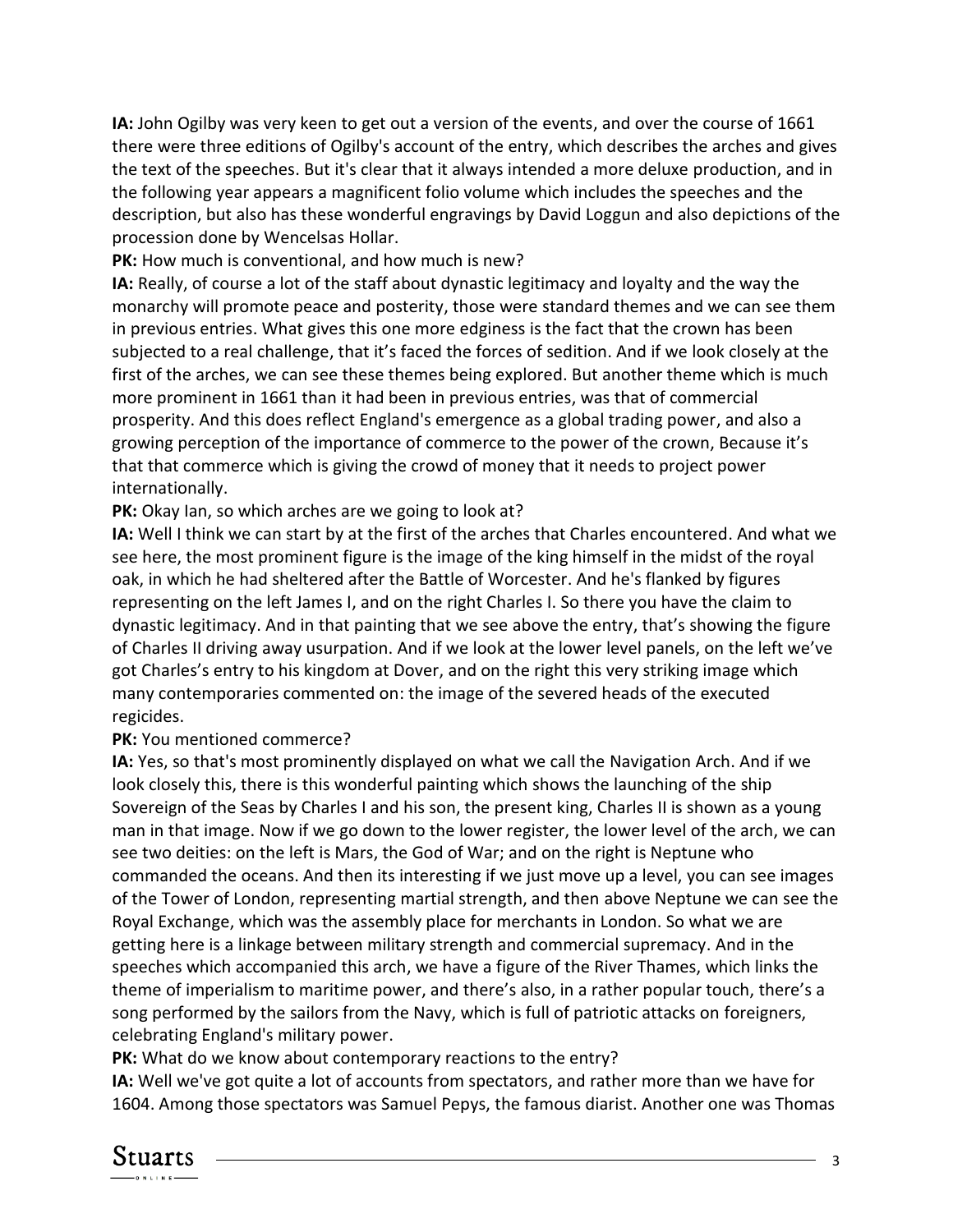**IA:** John Ogilby was very keen to get out a version of the events, and over the course of 1661 there were three editions of Ogilby's account of the entry, which describes the arches and gives the text of the speeches. But it's clear that it always intended a more deluxe production, and in the following year appears a magnificent folio volume which includes the speeches and the description, but also has these wonderful engravings by David Loggun and also depictions of the procession done by Wencelsas Hollar.

**PK:** How much is conventional, and how much is new?

**IA:** Really, of course a lot of the staff about dynastic legitimacy and loyalty and the way the monarchy will promote peace and posterity, those were standard themes and we can see them in previous entries. What gives this one more edginess is the fact that the crown has been subjected to a real challenge, that it's faced the forces of sedition. And if we look closely at the first of the arches, we can see these themes being explored. But another theme which is much more prominent in 1661 than it had been in previous entries, was that of commercial prosperity. And this does reflect England's emergence as a global trading power, and also a growing perception of the importance of commerce to the power of the crown, Because it's that that commerce which is giving the crowd of money that it needs to project power internationally.

**PK:** Okay Ian, so which arches are we going to look at?

**IA:** Well I think we can start by at the first of the arches that Charles encountered. And what we see here, the most prominent figure is the image of the king himself in the midst of the royal oak, in which he had sheltered after the Battle of Worcester. And he's flanked by figures representing on the left James I, and on the right Charles I. So there you have the claim to dynastic legitimacy. And in that painting that we see above the entry, that's showing the figure of Charles II driving away usurpation. And if we look at the lower level panels, on the left we've got Charles's entry to his kingdom at Dover, and on the right this very striking image which many contemporaries commented on: the image of the severed heads of the executed regicides.

**PK:** You mentioned commerce?

**IA:** Yes, so that's most prominently displayed on what we call the Navigation Arch. And if we look closely this, there is this wonderful painting which shows the launching of the ship Sovereign of the Seas by Charles I and his son, the present king, Charles II is shown as a young man in that image. Now if we go down to the lower register, the lower level of the arch, we can see two deities: on the left is Mars, the God of War; and on the right is Neptune who commanded the oceans. And then its interesting if we just move up a level, you can see images of the Tower of London, representing martial strength, and then above Neptune we can see the Royal Exchange, which was the assembly place for merchants in London. So what we are getting here is a linkage between military strength and commercial supremacy. And in the speeches which accompanied this arch, we have a figure of the River Thames, which links the theme of imperialism to maritime power, and there's also, in a rather popular touch, there's a song performed by the sailors from the Navy, which is full of patriotic attacks on foreigners, celebrating England's military power.

**PK:** What do we know about contemporary reactions to the entry?

**IA:** Well we've got quite a lot of accounts from spectators, and rather more than we have for 1604. Among those spectators was Samuel Pepys, the famous diarist. Another one was Thomas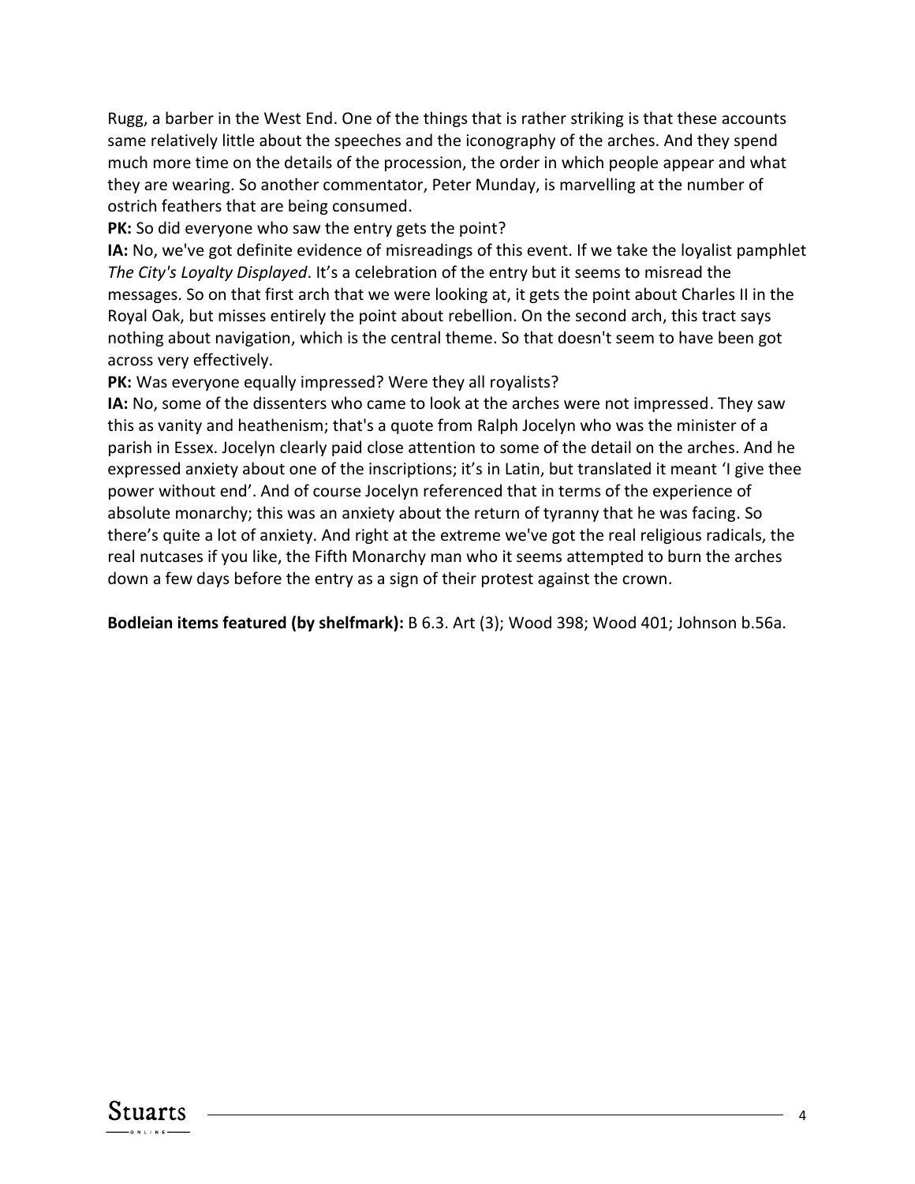Rugg, a barber in the West End. One of the things that is rather striking is that these accounts same relatively little about the speeches and the iconography of the arches. And they spend much more time on the details of the procession, the order in which people appear and what they are wearing. So another commentator, Peter Munday, is marvelling at the number of ostrich feathers that are being consumed.

**PK:** So did everyone who saw the entry gets the point?

**IA:** No, we've got definite evidence of misreadings of this event. If we take the loyalist pamphlet *The City's Loyalty Displayed*. It's a celebration of the entry but it seems to misread the messages. So on that first arch that we were looking at, it gets the point about Charles II in the Royal Oak, but misses entirely the point about rebellion. On the second arch, this tract says nothing about navigation, which is the central theme. So that doesn't seem to have been got across very effectively.

**PK:** Was everyone equally impressed? Were they all royalists?

**IA:** No, some of the dissenters who came to look at the arches were not impressed. They saw this as vanity and heathenism; that's a quote from Ralph Jocelyn who was the minister of a parish in Essex. Jocelyn clearly paid close attention to some of the detail on the arches. And he expressed anxiety about one of the inscriptions; it's in Latin, but translated it meant 'I give thee power without end'. And of course Jocelyn referenced that in terms of the experience of absolute monarchy; this was an anxiety about the return of tyranny that he was facing. So there's quite a lot of anxiety. And right at the extreme we've got the real religious radicals, the real nutcases if you like, the Fifth Monarchy man who it seems attempted to burn the arches down a few days before the entry as a sign of their protest against the crown.

**Bodleian items featured (by shelfmark):** B 6.3. Art (3); Wood 398; Wood 401; Johnson b.56a.